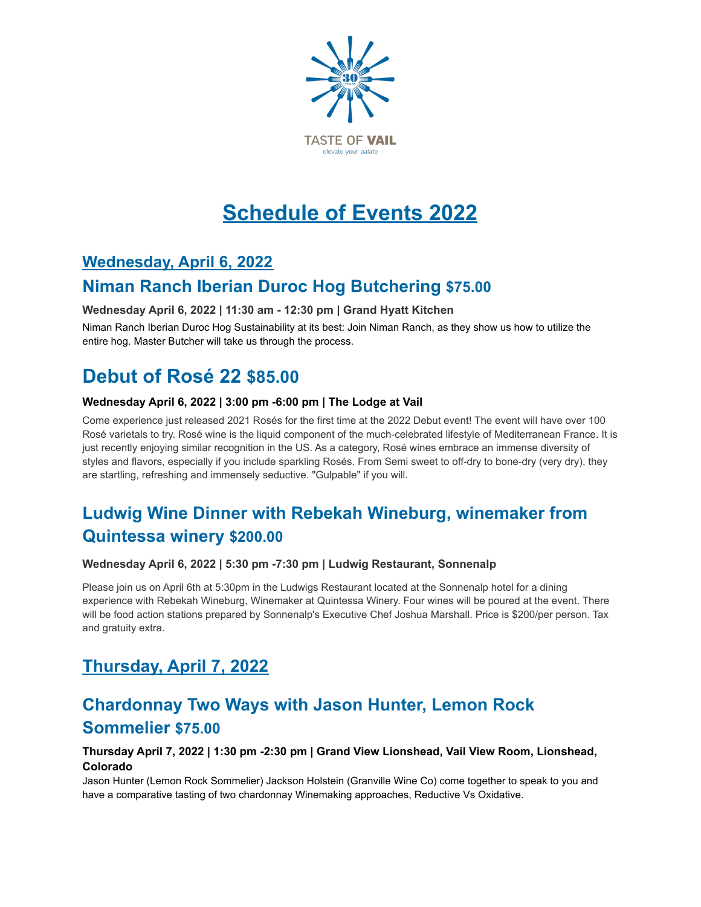TASTE OF VAIL

elevate your palate

# Schedule of Events 2022

## Wednesday, April 6, 2022

### Niman Ranch Iberian Duroc Hog Butchering $75.00

**Wednesday April 6, 2022 | 11:30 am - 12:30 pm | Grand Hyatt Kitchen**

Niman Ranch Iberian Duroc Hog Sustainability at its best: Join Niman Ranch, as they show us how to utilize the entire hog. Master Butcher will take us through the process.

## Debut of Rosé 22 $85.00

**Wednesday April 6, 2022 | 3:00 pm -6:00 pm | The Lodge at Vail**

Come experience just released 2021 Rosés for the first time at the 2022 Debut event! The event will have over 100 Rosé varietals to try. Rosé wine is the liquid component of the much-celebrated lifestyle of Mediterranean France. It is just recently enjoying similar recognition in the US. As a category, Rosé wines embrace an immense diversity of styles and flavors, especially if you include sparkling Rosés. From Semi sweet to off-dry to bone-dry (very dry), they are startling, refreshing and immensely seductive. "Gulpable" if you will.

### Ludwig Wine Dinner with Rebekah Wineburg, winemaker from Quintessa winery $200.00

**Wednesday April 6, 2022 | 5:30 pm -7:30 pm | Ludwig Restaurant, Sonnenalp**

Please join us on April 6th at 5:30pm in the Ludwigs Restaurant located at the Sonnenalp hotel for a dining experience with Rebekah Wineburg, Winemaker at Quintessa Winery. Four wines will be poured at the event. There will be food action stations prepared by Sonnenalp's Executive Chef Joshua Marshall. Price is $200/per person. Tax and gratuity extra.

## Thursday, April 7, 2022

### Chardonnay Two Ways with Jason Hunter, Lemon Rock Sommelier $75.00

**Thursday April 7, 2022 | 1:30 pm -2:30 pm | Grand View Lionshead, Vail View Room, Lionshead, Colorado**

Jason Hunter (Lemon Rock Sommelier) Jackson Holstein (Granville Wine Co) come together to speak to you and have a comparative tasting of two chardonnay Winemaking approaches, Reductive Vs Oxidative.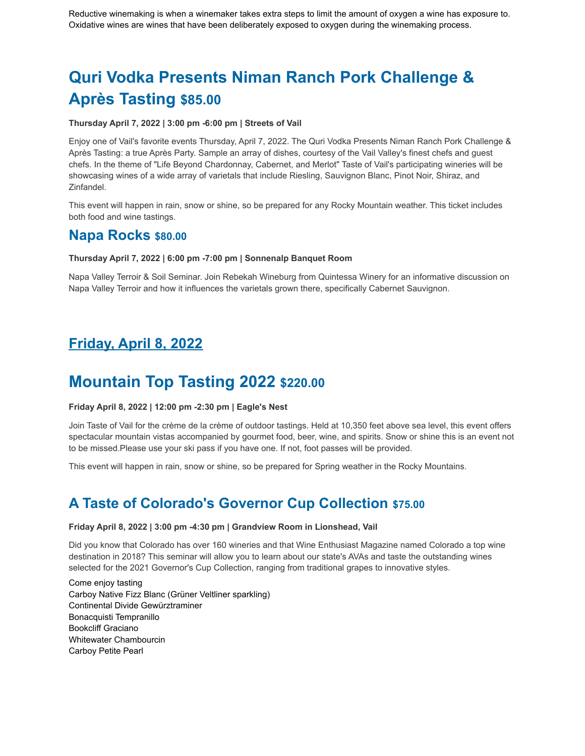Reductive winemaking is when a winemaker takes extra steps to limit the amount of oxygen a wine has exposure to. Oxidative wines are wines that have been deliberately exposed to oxygen during the winemaking process.

# Quri Vodka Presents Niman Ranch Pork Challenge & Après Tasting $85.00

**Thursday April 7, 2022 | 3:00 pm -6:00 pm | Streets of Vail**

Enjoy one of Vail's favorite events Thursday, April 7, 2022. The Quri Vodka Presents Niman Ranch Pork Challenge & Après Tasting: a true Après Party. Sample an array of dishes, courtesy of the Vail Valley's finest chefs and guest chefs. In the theme of "Life Beyond Chardonnay, Cabernet, and Merlot" Taste of Vail's participating wineries will be showcasing wines of a wide array of varietals that include Riesling, Sauvignon Blanc, Pinot Noir, Shiraz, and Zinfandel.

This event will happen in rain, snow or shine, so be prepared for any Rocky Mountain weather. This ticket includes both food and wine tastings.

## Napa Rocks $80.00

**Thursday April 7, 2022 | 6:00 pm -7:00 pm | Sonnenalp Banquet Room**

Napa Valley Terroir & Soil Seminar. Join Rebekah Wineburg from Quintessa Winery for an informative discussion on Napa Valley Terroir and how it influences the varietals grown there, specifically Cabernet Sauvignon.

## Friday, April 8, 2022

# Mountain Top Tasting 2022 $220.00

**Friday April 8, 2022 | 12:00 pm -2:30 pm | Eagle's Nest**

Join Taste of Vail for the crème de la crème of outdoor tastings. Held at 10,350 feet above sea level, this event offers spectacular mountain vistas accompanied by gourmet food, beer, wine, and spirits. Snow or shine this is an event not to be missed.Please use your ski pass if you have one. If not, foot passes will be provided.

This event will happen in rain, snow or shine, so be prepared for Spring weather in the Rocky Mountains.

## A Taste of Colorado's Governor Cup Collection $75.00

**Friday April 8, 2022 | 3:00 pm -4:30 pm | Grandview Room in Lionshead, Vail**

Did you know that Colorado has over 160 wineries and that Wine Enthusiast Magazine named Colorado a top wine destination in 2018? This seminar will allow you to learn about our state's AVAs and taste the outstanding wines selected for the 2021 Governor's Cup Collection, ranging from traditional grapes to innovative styles.

Come enjoy tasting
Carboy Native Fizz Blanc (Grüner Veltliner sparkling)
Continental Divide Gewürztraminer
Bonacquisti Tempranillo
Bookcliff Graciano
Whitewater Chambourcin
Carboy Petite Pearl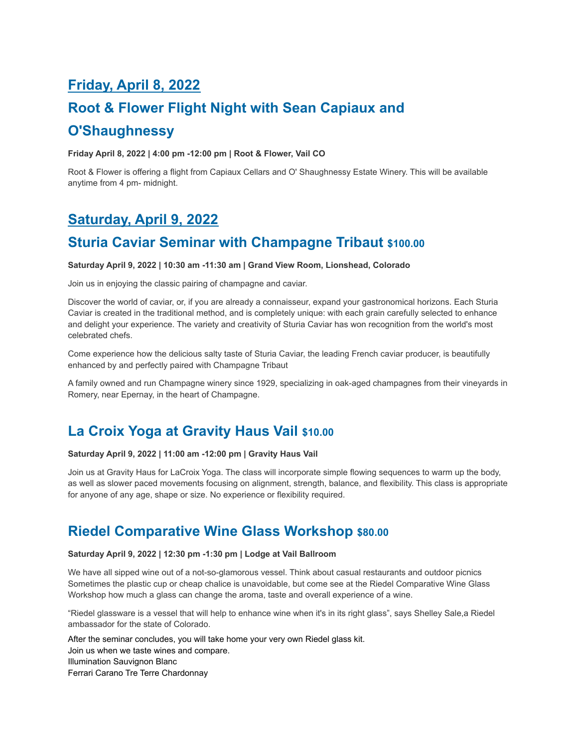## Friday, April 8, 2022

## Root & Flower Flight Night with Sean Capiaux and O'Shaughnessy

**Friday April 8, 2022 | 4:00 pm -12:00 pm | Root & Flower, Vail CO**

Root & Flower is offering a flight from Capiaux Cellars and O' Shaughnessy Estate Winery. This will be available anytime from 4 pm- midnight.

## Saturday, April 9, 2022

## Sturia Caviar Seminar with Champagne Tribaut $100.00

**Saturday April 9, 2022 | 10:30 am -11:30 am | Grand View Room, Lionshead, Colorado**

Join us in enjoying the classic pairing of champagne and caviar.

Discover the world of caviar, or, if you are already a connaisseur, expand your gastronomical horizons. Each Sturia Caviar is created in the traditional method, and is completely unique: with each grain carefully selected to enhance and delight your experience. The variety and creativity of Sturia Caviar has won recognition from the world's most celebrated chefs.

Come experience how the delicious salty taste of Sturia Caviar, the leading French caviar producer, is beautifully enhanced by and perfectly paired with Champagne Tribaut

A family owned and run Champagne winery since 1929, specializing in oak-aged champagnes from their vineyards in Romery, near Epernay, in the heart of Champagne.

## La Croix Yoga at Gravity Haus Vail $10.00

**Saturday April 9, 2022 | 11:00 am -12:00 pm | Gravity Haus Vail**

Join us at Gravity Haus for LaCroix Yoga. The class will incorporate simple flowing sequences to warm up the body, as well as slower paced movements focusing on alignment, strength, balance, and flexibility. This class is appropriate for anyone of any age, shape or size. No experience or flexibility required.

## Riedel Comparative Wine Glass Workshop $80.00

**Saturday April 9, 2022 | 12:30 pm -1:30 pm | Lodge at Vail Ballroom**

We have all sipped wine out of a not-so-glamorous vessel. Think about casual restaurants and outdoor picnics Sometimes the plastic cup or cheap chalice is unavoidable, but come see at the Riedel Comparative Wine Glass Workshop how much a glass can change the aroma, taste and overall experience of a wine.

“Riedel glassware is a vessel that will help to enhance wine when it's in its right glass”, says Shelley Sale,a Riedel ambassador for the state of Colorado.

After the seminar concludes, you will take home your very own Riedel glass kit.
Join us when we taste wines and compare.
Illumination Sauvignon Blanc
Ferrari Carano Tre Terre Chardonnay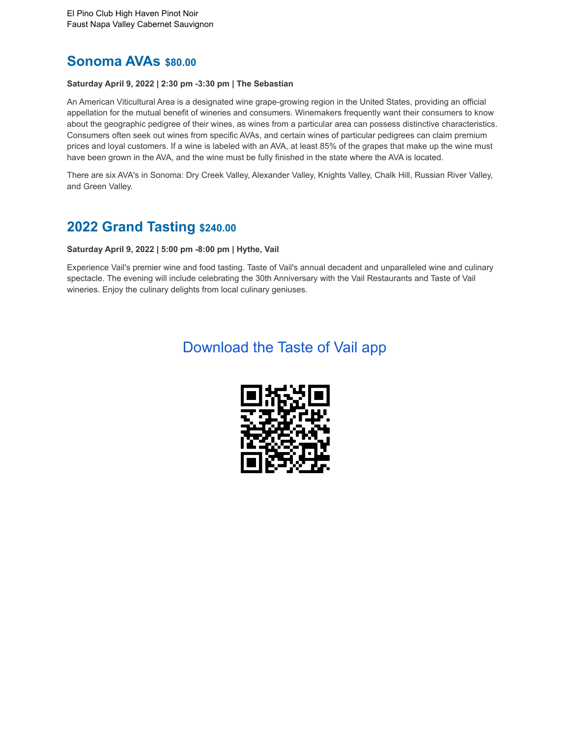El Pino Club High Haven Pinot Noir
Faust Napa Valley Cabernet Sauvignon

## Sonoma AVAs $80.00

**Saturday April 9, 2022 | 2:30 pm -3:30 pm | The Sebastian**

An American Viticultural Area is a designated wine grape-growing region in the United States, providing an official appellation for the mutual benefit of wineries and consumers. Winemakers frequently want their consumers to know about the geographic pedigree of their wines, as wines from a particular area can possess distinctive characteristics. Consumers often seek out wines from specific AVAs, and certain wines of particular pedigrees can claim premium prices and loyal customers. If a wine is labeled with an AVA, at least 85% of the grapes that make up the wine must have been grown in the AVA, and the wine must be fully finished in the state where the AVA is located.

There are six AVA's in Sonoma: Dry Creek Valley, Alexander Valley, Knights Valley, Chalk Hill, Russian River Valley, and Green Valley.

## 2022 Grand Tasting $240.00

**Saturday April 9, 2022 | 5:00 pm -8:00 pm | Hythe, Vail**

Experience Vail's premier wine and food tasting. Taste of Vail's annual decadent and unparalleled wine and culinary spectacle. The evening will include celebrating the 30th Anniversary with the Vail Restaurants and Taste of Vail wineries. Enjoy the culinary delights from local culinary geniuses.

Download the Taste of Vail app